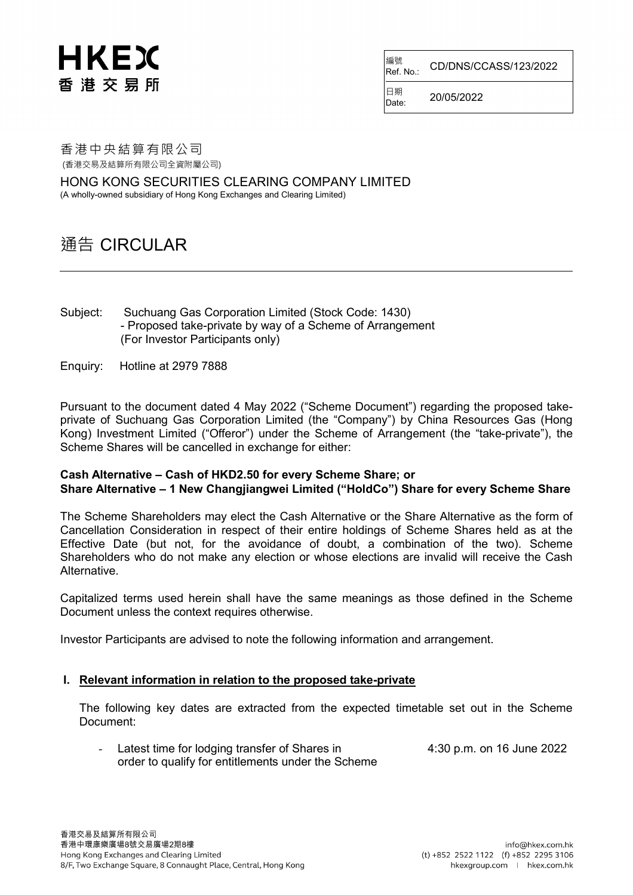# HKEX 香港交易所

| 編號 Ref. No.: | CD/DNS/CCASS/123/2022 |
| --- | --- |
| 日期 Date: | 20/05/2022 |

香港中央結算有限公司
(香港交易及結算所有限公司全資附屬公司)

HONG KONG SECURITIES CLEARING COMPANY LIMITED
(A wholly-owned subsidiary of Hong Kong Exchanges and Clearing Limited)

# 通告 CIRCULAR

Subject: Suchuang Gas Corporation Limited (Stock Code: 1430)
- Proposed take-private by way of a Scheme of Arrangement
(For Investor Participants only)

Enquiry: Hotline at 2979 7888

Pursuant to the document dated 4 May 2022 ("Scheme Document") regarding the proposed take-private of Suchuang Gas Corporation Limited (the "Company") by China Resources Gas (Hong Kong) Investment Limited ("Offeror") under the Scheme of Arrangement (the "take-private"), the Scheme Shares will be cancelled in exchange for either:

**Cash Alternative – Cash of HKD2.50 for every Scheme Share; or**
**Share Alternative – 1 New Changjiangwei Limited ("HoldCo") Share for every Scheme Share**

The Scheme Shareholders may elect the Cash Alternative or the Share Alternative as the form of Cancellation Consideration in respect of their entire holdings of Scheme Shares held as at the Effective Date (but not, for the avoidance of doubt, a combination of the two). Scheme Shareholders who do not make any election or whose elections are invalid will receive the Cash Alternative.

Capitalized terms used herein shall have the same meanings as those defined in the Scheme Document unless the context requires otherwise.

Investor Participants are advised to note the following information and arrangement.

## I. Relevant information in relation to the proposed take-private

The following key dates are extracted from the expected timetable set out in the Scheme Document:

- Latest time for lodging transfer of Shares in order to qualify for entitlements under the Scheme — 4:30 p.m. on 16 June 2022

香港交易及結算所有限公司
香港中環康樂廣場8號交易廣場2期8樓
Hong Kong Exchanges and Clearing Limited
8/F, Two Exchange Square, 8 Connaught Place, Central, Hong Kong

info@hkex.com.hk
(t) +852 2522 1122 (f) +852 2295 3106
hkexgroup.com | hkex.com.hk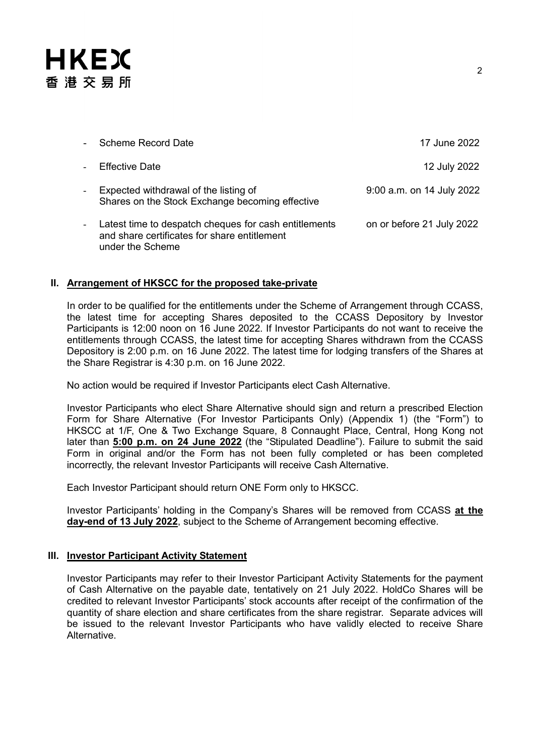| | |
|---|---|
| - Scheme Record Date | 17 June 2022 |
| - Effective Date | 12 July 2022 |
| - Expected withdrawal of the listing of Shares on the Stock Exchange becoming effective | 9:00 a.m. on 14 July 2022 |
| - Latest time to despatch cheques for cash entitlements and share certificates for share entitlement under the Scheme | on or before 21 July 2022 |

## II. Arrangement of HKSCC for the proposed take-private

In order to be qualified for the entitlements under the Scheme of Arrangement through CCASS, the latest time for accepting Shares deposited to the CCASS Depository by Investor Participants is 12:00 noon on 16 June 2022. If Investor Participants do not want to receive the entitlements through CCASS, the latest time for accepting Shares withdrawn from the CCASS Depository is 2:00 p.m. on 16 June 2022. The latest time for lodging transfers of the Shares at the Share Registrar is 4:30 p.m. on 16 June 2022.

No action would be required if Investor Participants elect Cash Alternative.

Investor Participants who elect Share Alternative should sign and return a prescribed Election Form for Share Alternative (For Investor Participants Only) (Appendix 1) (the "Form") to HKSCC at 1/F, One & Two Exchange Square, 8 Connaught Place, Central, Hong Kong not later than **5:00 p.m. on 24 June 2022** (the "Stipulated Deadline"). Failure to submit the said Form in original and/or the Form has not been fully completed or has been completed incorrectly, the relevant Investor Participants will receive Cash Alternative.

Each Investor Participant should return ONE Form only to HKSCC.

Investor Participants' holding in the Company's Shares will be removed from CCASS **at the day-end of 13 July 2022**, subject to the Scheme of Arrangement becoming effective.

## III. Investor Participant Activity Statement

Investor Participants may refer to their Investor Participant Activity Statements for the payment of Cash Alternative on the payable date, tentatively on 21 July 2022. HoldCo Shares will be credited to relevant Investor Participants' stock accounts after receipt of the confirmation of the quantity of share election and share certificates from the share registrar. Separate advices will be issued to the relevant Investor Participants who have validly elected to receive Share Alternative.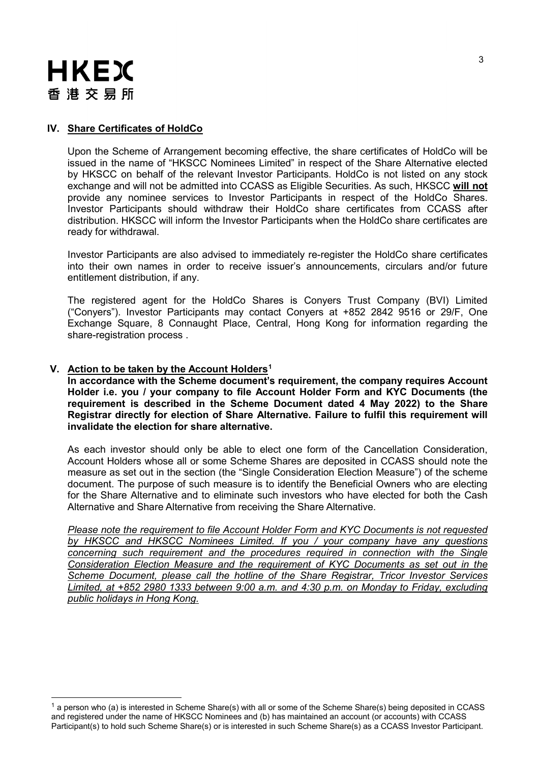## IV. Share Certificates of HoldCo

Upon the Scheme of Arrangement becoming effective, the share certificates of HoldCo will be issued in the name of "HKSCC Nominees Limited" in respect of the Share Alternative elected by HKSCC on behalf of the relevant Investor Participants. HoldCo is not listed on any stock exchange and will not be admitted into CCASS as Eligible Securities. As such, HKSCC **will not** provide any nominee services to Investor Participants in respect of the HoldCo Shares. Investor Participants should withdraw their HoldCo share certificates from CCASS after distribution. HKSCC will inform the Investor Participants when the HoldCo share certificates are ready for withdrawal.

Investor Participants are also advised to immediately re-register the HoldCo share certificates into their own names in order to receive issuer's announcements, circulars and/or future entitlement distribution, if any.

The registered agent for the HoldCo Shares is Conyers Trust Company (BVI) Limited ("Conyers"). Investor Participants may contact Conyers at +852 2842 9516 or 29/F, One Exchange Square, 8 Connaught Place, Central, Hong Kong for information regarding the share-registration process .

## V. Action to be taken by the Account Holders[1]

**In accordance with the Scheme document's requirement, the company requires Account Holder i.e. you / your company to file Account Holder Form and KYC Documents (the requirement is described in the Scheme Document dated 4 May 2022) to the Share Registrar directly for election of Share Alternative. Failure to fulfil this requirement will invalidate the election for share alternative.**

As each investor should only be able to elect one form of the Cancellation Consideration, Account Holders whose all or some Scheme Shares are deposited in CCASS should note the measure as set out in the section (the "Single Consideration Election Measure") of the scheme document. The purpose of such measure is to identify the Beneficial Owners who are electing for the Share Alternative and to eliminate such investors who have elected for both the Cash Alternative and Share Alternative from receiving the Share Alternative.

*Please note the requirement to file Account Holder Form and KYC Documents is not requested by HKSCC and HKSCC Nominees Limited. If you / your company have any questions concerning such requirement and the procedures required in connection with the Single Consideration Election Measure and the requirement of KYC Documents as set out in the Scheme Document, please call the hotline of the Share Registrar, Tricor Investor Services Limited, at +852 2980 1333 between 9:00 a.m. and 4:30 p.m. on Monday to Friday, excluding public holidays in Hong Kong.*

---

[1] a person who (a) is interested in Scheme Share(s) with all or some of the Scheme Share(s) being deposited in CCASS and registered under the name of HKSCC Nominees and (b) has maintained an account (or accounts) with CCASS Participant(s) to hold such Scheme Share(s) or is interested in such Scheme Share(s) as a CCASS Investor Participant.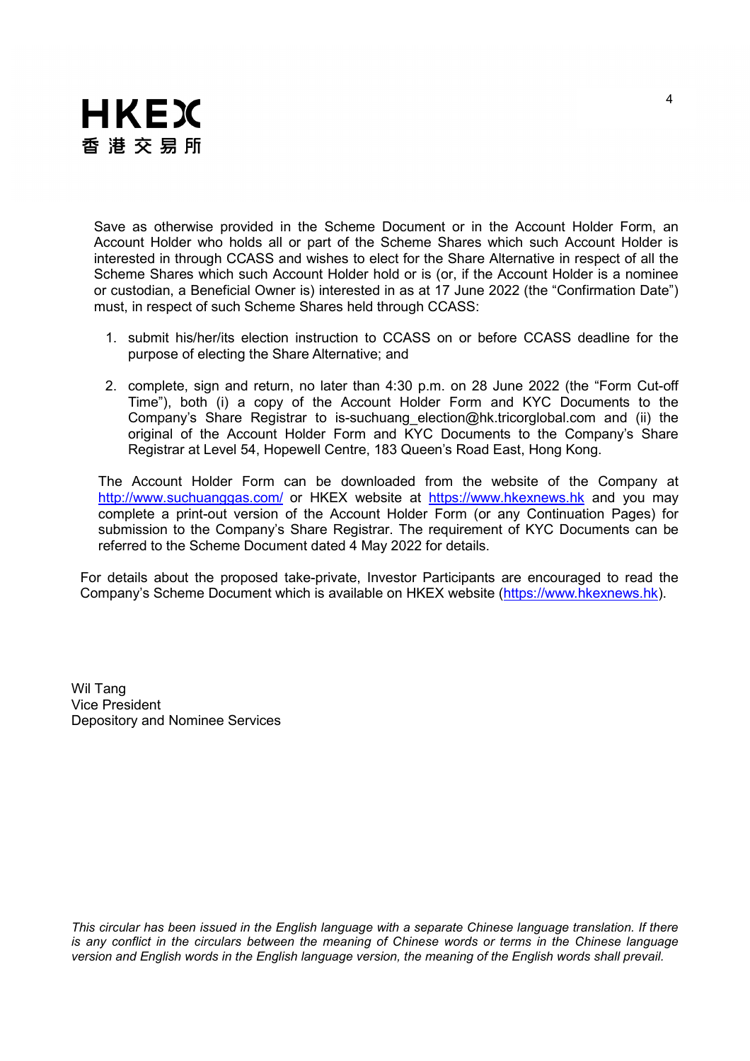Save as otherwise provided in the Scheme Document or in the Account Holder Form, an Account Holder who holds all or part of the Scheme Shares which such Account Holder is interested in through CCASS and wishes to elect for the Share Alternative in respect of all the Scheme Shares which such Account Holder hold or is (or, if the Account Holder is a nominee or custodian, a Beneficial Owner is) interested in as at 17 June 2022 (the "Confirmation Date") must, in respect of such Scheme Shares held through CCASS:

1. submit his/her/its election instruction to CCASS on or before CCASS deadline for the purpose of electing the Share Alternative; and

2. complete, sign and return, no later than 4:30 p.m. on 28 June 2022 (the "Form Cut-off Time"), both (i) a copy of the Account Holder Form and KYC Documents to the Company's Share Registrar to is-suchuang_election@hk.tricorglobal.com and (ii) the original of the Account Holder Form and KYC Documents to the Company's Share Registrar at Level 54, Hopewell Centre, 183 Queen's Road East, Hong Kong.

The Account Holder Form can be downloaded from the website of the Company at http://www.suchuanggas.com/ or HKEX website at https://www.hkexnews.hk and you may complete a print-out version of the Account Holder Form (or any Continuation Pages) for submission to the Company's Share Registrar. The requirement of KYC Documents can be referred to the Scheme Document dated 4 May 2022 for details.

For details about the proposed take-private, Investor Participants are encouraged to read the Company's Scheme Document which is available on HKEX website (https://www.hkexnews.hk).

Wil Tang
Vice President
Depository and Nominee Services

*This circular has been issued in the English language with a separate Chinese language translation. If there is any conflict in the circulars between the meaning of Chinese words or terms in the Chinese language version and English words in the English language version, the meaning of the English words shall prevail.*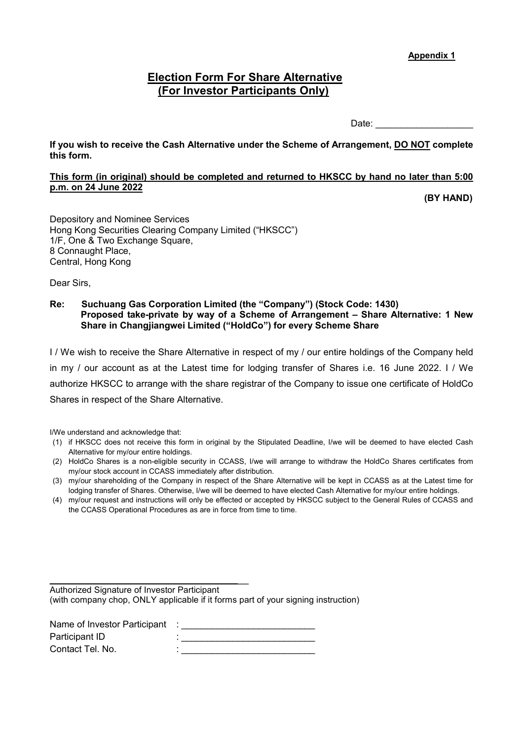**Appendix 1**

# Election Form For Share Alternative (For Investor Participants Only)

Date: \_\_\_\_\_\_\_\_\_\_\_\_\_\_\_\_\_\_\_

**If you wish to receive the Cash Alternative under the Scheme of Arrangement, DO NOT complete this form.**

**This form (in original) should be completed and returned to HKSCC by hand no later than 5:00 p.m. on 24 June 2022**

**(BY HAND)**

Depository and Nominee Services
Hong Kong Securities Clearing Company Limited ("HKSCC")
1/F, One & Two Exchange Square,
8 Connaught Place,
Central, Hong Kong

Dear Sirs,

**Re: Suchuang Gas Corporation Limited (the "Company") (Stock Code: 1430) Proposed take-private by way of a Scheme of Arrangement – Share Alternative: 1 New Share in Changjiangwei Limited ("HoldCo") for every Scheme Share**

I / We wish to receive the Share Alternative in respect of my / our entire holdings of the Company held in my / our account as at the Latest time for lodging transfer of Shares i.e. 16 June 2022. I / We authorize HKSCC to arrange with the share registrar of the Company to issue one certificate of HoldCo Shares in respect of the Share Alternative.

I/We understand and acknowledge that:

(1) if HKSCC does not receive this form in original by the Stipulated Deadline, I/we will be deemed to have elected Cash Alternative for my/our entire holdings.
(2) HoldCo Shares is a non-eligible security in CCASS, I/we will arrange to withdraw the HoldCo Shares certificates from my/our stock account in CCASS immediately after distribution.
(3) my/our shareholding of the Company in respect of the Share Alternative will be kept in CCASS as at the Latest time for lodging transfer of Shares. Otherwise, I/we will be deemed to have elected Cash Alternative for my/our entire holdings.
(4) my/our request and instructions will only be effected or accepted by HKSCC subject to the General Rules of CCASS and the CCASS Operational Procedures as are in force from time to time.

\_\_\_\_\_\_\_\_\_\_\_\_\_\_\_\_\_\_\_\_\_\_\_\_\_\_\_\_\_\_\_\_\_\_\_\_\_\_\_\_

Authorized Signature of Investor Participant
(with company chop, ONLY applicable if it forms part of your signing instruction)

Name of Investor Participant : \_\_\_\_\_\_\_\_\_\_\_\_\_\_\_\_\_\_\_\_\_\_\_\_\_\_

Participant ID : \_\_\_\_\_\_\_\_\_\_\_\_\_\_\_\_\_\_\_\_\_\_\_\_\_\_

Contact Tel. No. : \_\_\_\_\_\_\_\_\_\_\_\_\_\_\_\_\_\_\_\_\_\_\_\_\_\_